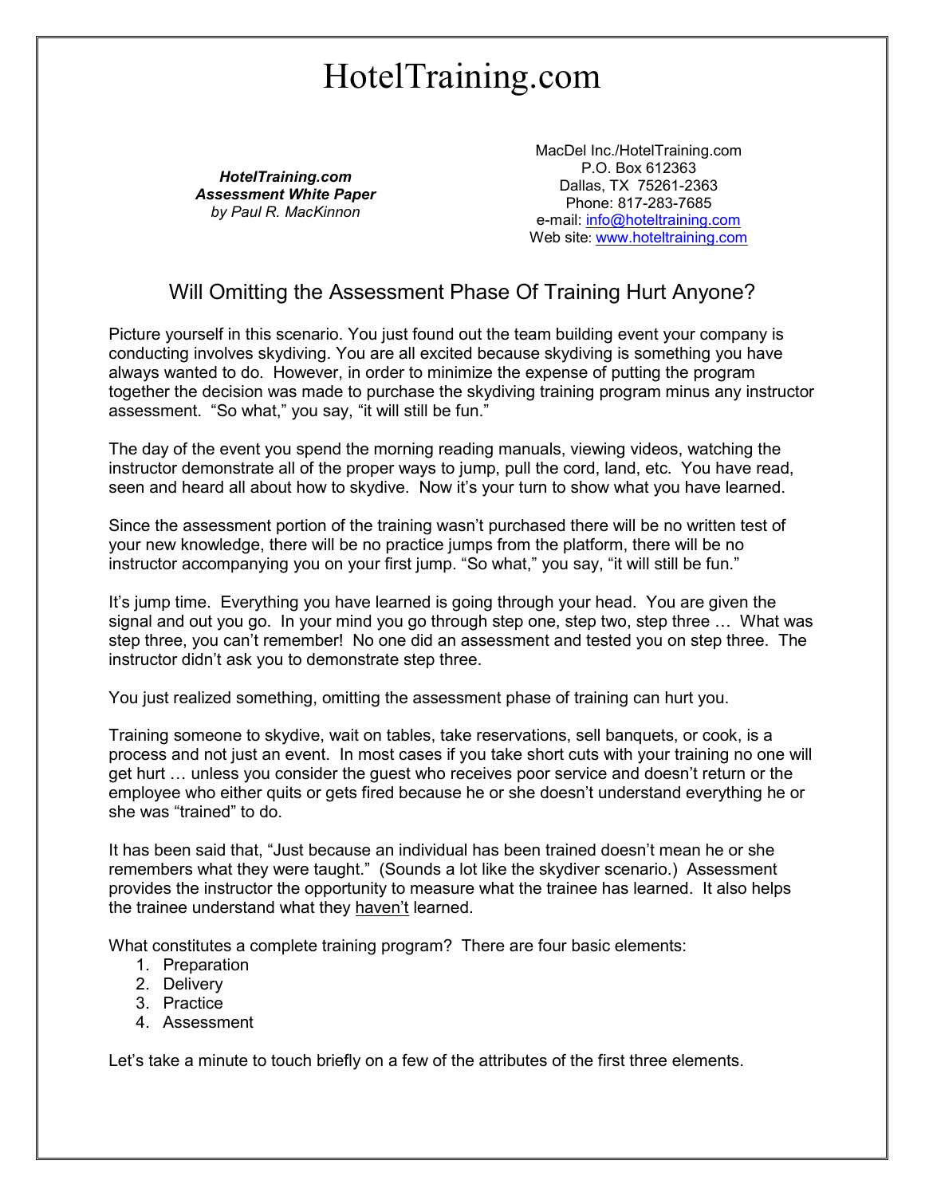# HotelTraining.com

***HotelTraining.com***
***Assessment White Paper***
*by Paul R. MacKinnon*

MacDel Inc./HotelTraining.com
P.O. Box 612363
Dallas, TX 75261-2363
Phone: 817-283-7685
e-mail: info@hoteltraining.com
Web site: www.hoteltraining.com

## Will Omitting the Assessment Phase Of Training Hurt Anyone?

Picture yourself in this scenario. You just found out the team building event your company is conducting involves skydiving. You are all excited because skydiving is something you have always wanted to do. However, in order to minimize the expense of putting the program together the decision was made to purchase the skydiving training program minus any instructor assessment. "So what," you say, "it will still be fun."

The day of the event you spend the morning reading manuals, viewing videos, watching the instructor demonstrate all of the proper ways to jump, pull the cord, land, etc. You have read, seen and heard all about how to skydive. Now it's your turn to show what you have learned.

Since the assessment portion of the training wasn't purchased there will be no written test of your new knowledge, there will be no practice jumps from the platform, there will be no instructor accompanying you on your first jump. "So what," you say, "it will still be fun."

It's jump time. Everything you have learned is going through your head. You are given the signal and out you go. In your mind you go through step one, step two, step three … What was step three, you can't remember! No one did an assessment and tested you on step three. The instructor didn't ask you to demonstrate step three.

You just realized something, omitting the assessment phase of training can hurt you.

Training someone to skydive, wait on tables, take reservations, sell banquets, or cook, is a process and not just an event. In most cases if you take short cuts with your training no one will get hurt … unless you consider the guest who receives poor service and doesn't return or the employee who either quits or gets fired because he or she doesn't understand everything he or she was "trained" to do.

It has been said that, "Just because an individual has been trained doesn't mean he or she remembers what they were taught." (Sounds a lot like the skydiver scenario.) Assessment provides the instructor the opportunity to measure what the trainee has learned. It also helps the trainee understand what they <u>haven't</u> learned.

What constitutes a complete training program? There are four basic elements:

1. Preparation
2. Delivery
3. Practice
4. Assessment

Let's take a minute to touch briefly on a few of the attributes of the first three elements.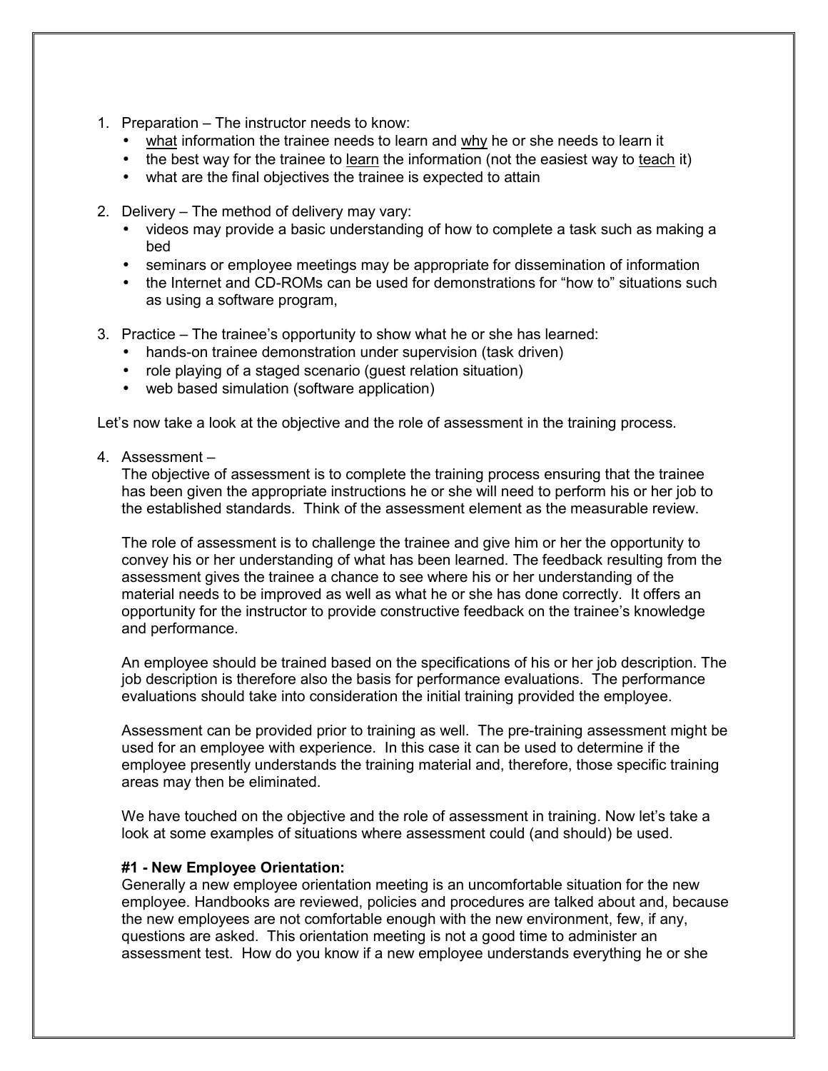1. Preparation – The instructor needs to know:
    - <u>what</u> information the trainee needs to learn and <u>why</u> he or she needs to learn it
    - the best way for the trainee to <u>learn</u> the information (not the easiest way to <u>teach</u> it)
    - what are the final objectives the trainee is expected to attain

2. Delivery – The method of delivery may vary:
    - videos may provide a basic understanding of how to complete a task such as making a bed
    - seminars or employee meetings may be appropriate for dissemination of information
    - the Internet and CD-ROMs can be used for demonstrations for "how to" situations such as using a software program,

3. Practice – The trainee's opportunity to show what he or she has learned:
    - hands-on trainee demonstration under supervision (task driven)
    - role playing of a staged scenario (guest relation situation)
    - web based simulation (software application)

Let's now take a look at the objective and the role of assessment in the training process.

4. Assessment –

   The objective of assessment is to complete the training process ensuring that the trainee has been given the appropriate instructions he or she will need to perform his or her job to the established standards. Think of the assessment element as the measurable review.

   The role of assessment is to challenge the trainee and give him or her the opportunity to convey his or her understanding of what has been learned. The feedback resulting from the assessment gives the trainee a chance to see where his or her understanding of the material needs to be improved as well as what he or she has done correctly. It offers an opportunity for the instructor to provide constructive feedback on the trainee's knowledge and performance.

   An employee should be trained based on the specifications of his or her job description. The job description is therefore also the basis for performance evaluations. The performance evaluations should take into consideration the initial training provided the employee.

   Assessment can be provided prior to training as well. The pre-training assessment might be used for an employee with experience. In this case it can be used to determine if the employee presently understands the training material and, therefore, those specific training areas may then be eliminated.

   We have touched on the objective and the role of assessment in training. Now let's take a look at some examples of situations where assessment could (and should) be used.

   **#1 - New Employee Orientation:**

   Generally a new employee orientation meeting is an uncomfortable situation for the new employee. Handbooks are reviewed, policies and procedures are talked about and, because the new employees are not comfortable enough with the new environment, few, if any, questions are asked. This orientation meeting is not a good time to administer an assessment test. How do you know if a new employee understands everything he or she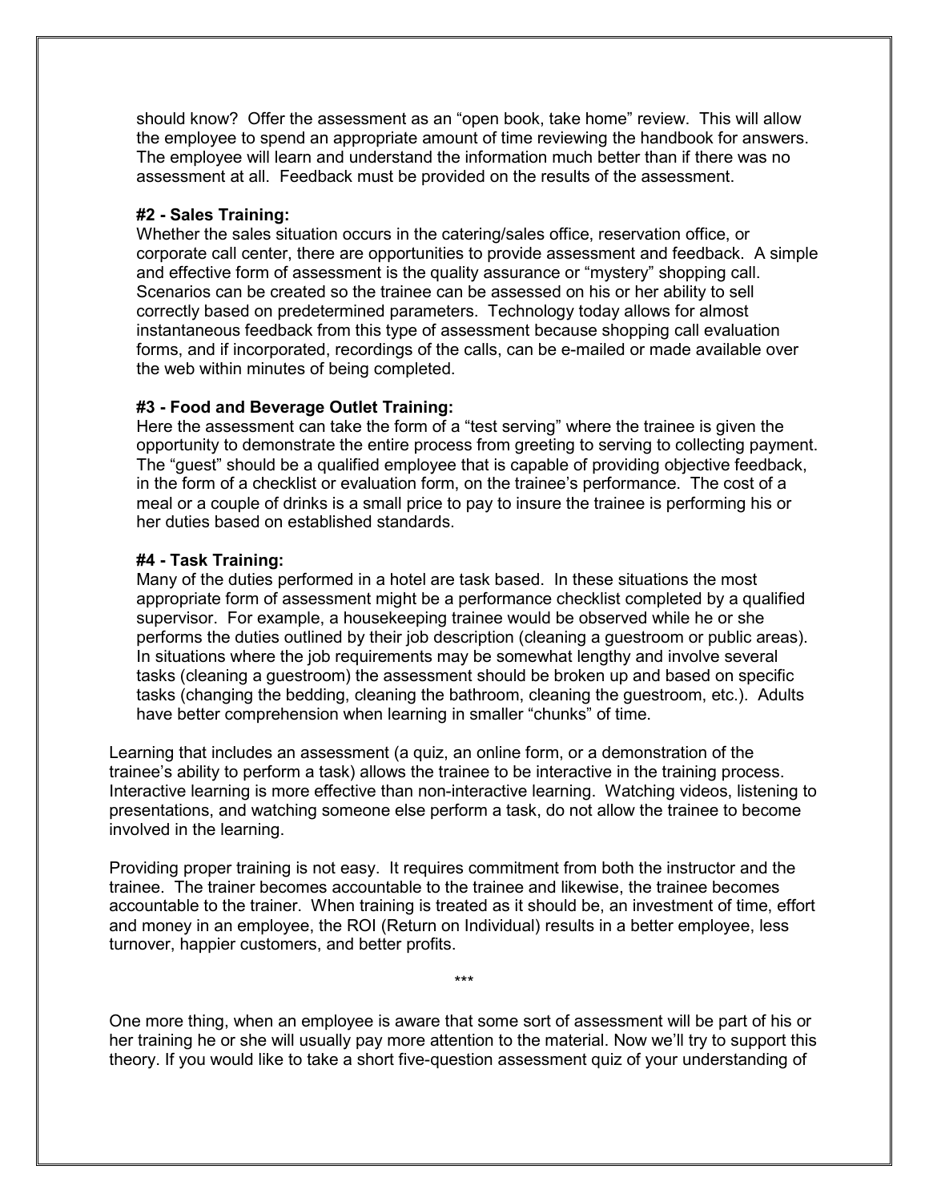should know? Offer the assessment as an "open book, take home" review. This will allow the employee to spend an appropriate amount of time reviewing the handbook for answers. The employee will learn and understand the information much better than if there was no assessment at all. Feedback must be provided on the results of the assessment.

**#2 - Sales Training:**
Whether the sales situation occurs in the catering/sales office, reservation office, or corporate call center, there are opportunities to provide assessment and feedback. A simple and effective form of assessment is the quality assurance or "mystery" shopping call. Scenarios can be created so the trainee can be assessed on his or her ability to sell correctly based on predetermined parameters. Technology today allows for almost instantaneous feedback from this type of assessment because shopping call evaluation forms, and if incorporated, recordings of the calls, can be e-mailed or made available over the web within minutes of being completed.

**#3 - Food and Beverage Outlet Training:**
Here the assessment can take the form of a "test serving" where the trainee is given the opportunity to demonstrate the entire process from greeting to serving to collecting payment. The "guest" should be a qualified employee that is capable of providing objective feedback, in the form of a checklist or evaluation form, on the trainee's performance. The cost of a meal or a couple of drinks is a small price to pay to insure the trainee is performing his or her duties based on established standards.

**#4 - Task Training:**
Many of the duties performed in a hotel are task based. In these situations the most appropriate form of assessment might be a performance checklist completed by a qualified supervisor. For example, a housekeeping trainee would be observed while he or she performs the duties outlined by their job description (cleaning a guestroom or public areas). In situations where the job requirements may be somewhat lengthy and involve several tasks (cleaning a guestroom) the assessment should be broken up and based on specific tasks (changing the bedding, cleaning the bathroom, cleaning the guestroom, etc.). Adults have better comprehension when learning in smaller "chunks" of time.

Learning that includes an assessment (a quiz, an online form, or a demonstration of the trainee's ability to perform a task) allows the trainee to be interactive in the training process. Interactive learning is more effective than non-interactive learning. Watching videos, listening to presentations, and watching someone else perform a task, do not allow the trainee to become involved in the learning.

Providing proper training is not easy. It requires commitment from both the instructor and the trainee. The trainer becomes accountable to the trainee and likewise, the trainee becomes accountable to the trainer. When training is treated as it should be, an investment of time, effort and money in an employee, the ROI (Return on Individual) results in a better employee, less turnover, happier customers, and better profits.

***

One more thing, when an employee is aware that some sort of assessment will be part of his or her training he or she will usually pay more attention to the material. Now we'll try to support this theory. If you would like to take a short five-question assessment quiz of your understanding of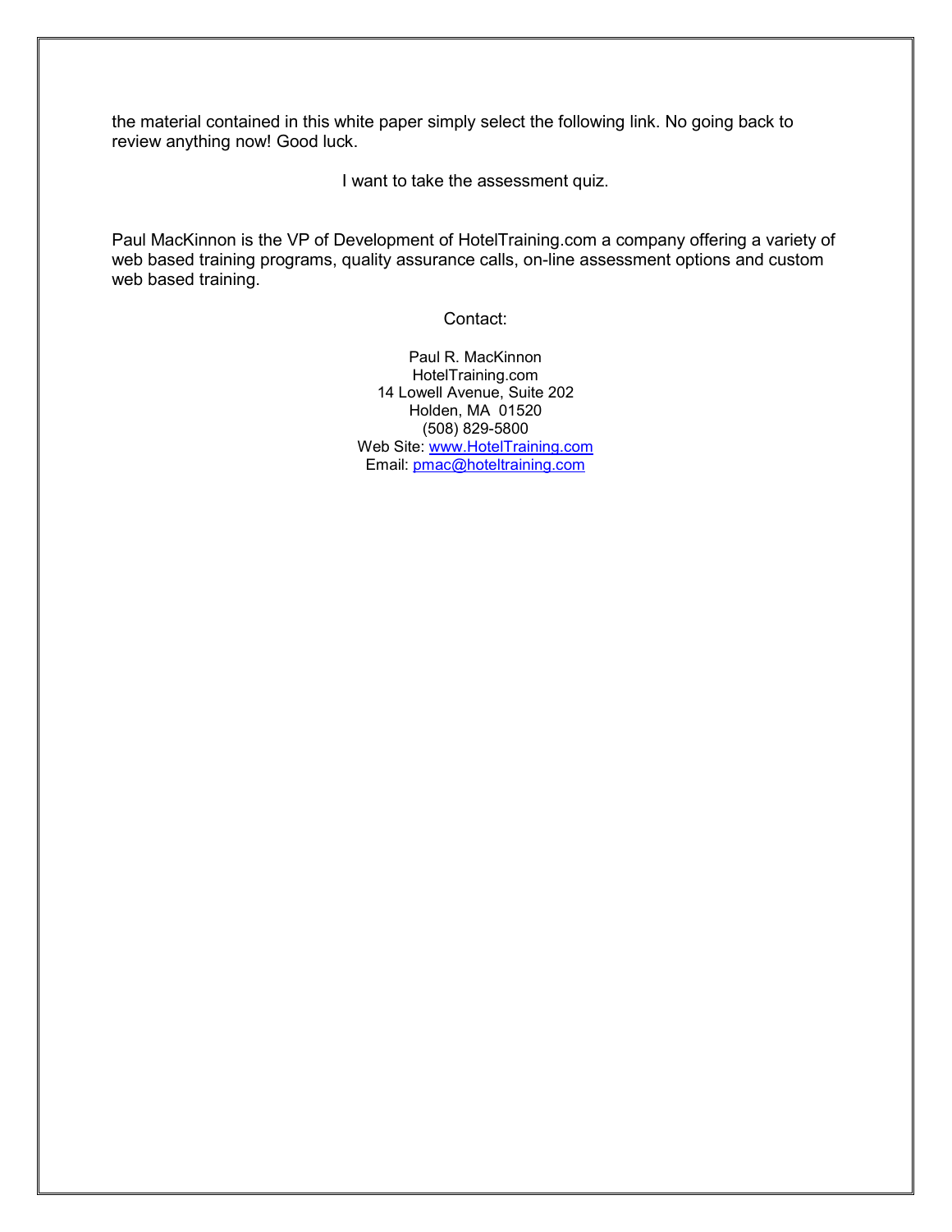the material contained in this white paper simply select the following link. No going back to review anything now! Good luck.

I want to take the assessment quiz.

Paul MacKinnon is the VP of Development of HotelTraining.com a company offering a variety of web based training programs, quality assurance calls, on-line assessment options and custom web based training.

Contact:

Paul R. MacKinnon  
HotelTraining.com  
14 Lowell Avenue, Suite 202  
Holden, MA 01520  
(508) 829-5800  
Web Site: [www.HotelTraining.com](http://www.HotelTraining.com)  
Email: [pmac@hoteltraining.com](mailto:pmac@hoteltraining.com)